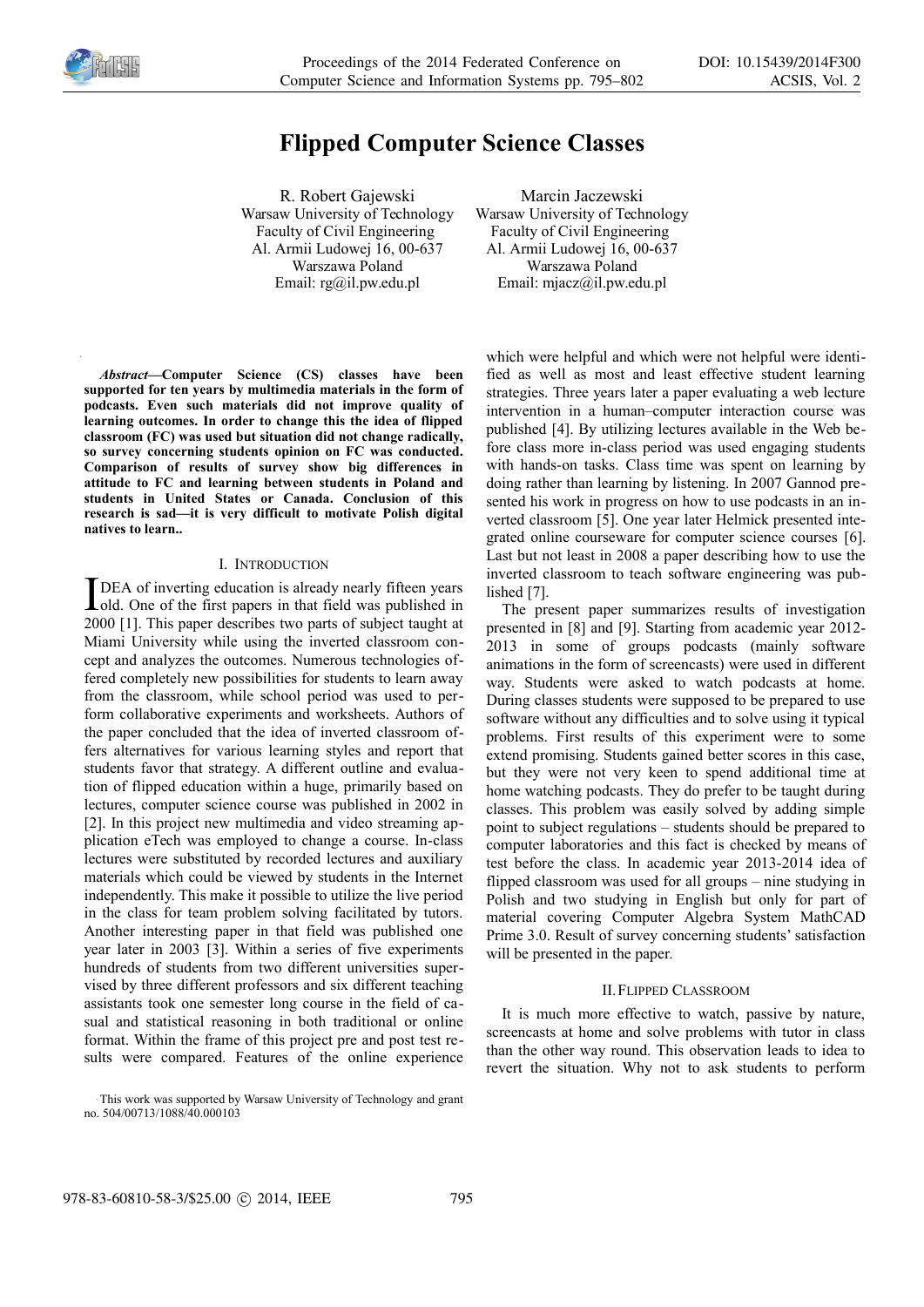# Flipped Computer Science Classes

R. Robert Gajewski
Warsaw University of Technology
Faculty of Civil Engineering
Al. Armii Ludowej 16, 00-637
Warszawa Poland
Email: rg@il.pw.edu.pl

Marcin Jaczewski
Warsaw University of Technology
Faculty of Civil Engineering
Al. Armii Ludowej 16, 00-637
Warszawa Poland
Email: mjacz@il.pw.edu.pl

***Abstract*—Computer Science (CS) classes have been supported for ten years by multimedia materials in the form of podcasts. Even such materials did not improve quality of learning outcomes. In order to change this the idea of flipped classroom (FC) was used but situation did not change radically, so survey concerning students opinion on FC was conducted. Comparison of results of survey show big differences in attitude to FC and learning between students in Poland and students in United States or Canada. Conclusion of this research is sad—it is very difficult to motivate Polish digital natives to learn..**

## I. Introduction

IDEA of inverting education is already nearly fifteen years old. One of the first papers in that field was published in 2000 [1]. This paper describes two parts of subject taught at Miami University while using the inverted classroom concept and analyzes the outcomes. Numerous technologies offered completely new possibilities for students to learn away from the classroom, while school period was used to perform collaborative experiments and worksheets. Authors of the paper concluded that the idea of inverted classroom offers alternatives for various learning styles and report that students favor that strategy. A different outline and evaluation of flipped education within a huge, primarily based on lectures, computer science course was published in 2002 in [2]. In this project new multimedia and video streaming application eTech was employed to change a course. In-class lectures were substituted by recorded lectures and auxiliary materials which could be viewed by students in the Internet independently. This make it possible to utilize the live period in the class for team problem solving facilitated by tutors. Another interesting paper in that field was published one year later in 2003 [3]. Within a series of five experiments hundreds of students from two different universities supervised by three different professors and six different teaching assistants took one semester long course in the field of casual and statistical reasoning in both traditional or online format. Within the frame of this project pre and post test results were compared. Features of the online experience which were helpful and which were not helpful were identified as well as most and least effective student learning strategies. Three years later a paper evaluating a web lecture intervention in a human–computer interaction course was published [4]. By utilizing lectures available in the Web before class more in-class period was used engaging students with hands-on tasks. Class time was spent on learning by doing rather than learning by listening. In 2007 Gannod presented his work in progress on how to use podcasts in an inverted classroom [5]. One year later Helmick presented integrated online courseware for computer science courses [6]. Last but not least in 2008 a paper describing how to use the inverted classroom to teach software engineering was published [7].

The present paper summarizes results of investigation presented in [8] and [9]. Starting from academic year 2012-2013 in some of groups podcasts (mainly software animations in the form of screencasts) were used in different way. Students were asked to watch podcasts at home. During classes students were supposed to be prepared to use software without any difficulties and to solve using it typical problems. First results of this experiment were to some extend promising. Students gained better scores in this case, but they were not very keen to spend additional time at home watching podcasts. They do prefer to be taught during classes. This problem was easily solved by adding simple point to subject regulations – students should be prepared to computer laboratories and this fact is checked by means of test before the class. In academic year 2013-2014 idea of flipped classroom was used for all groups – nine studying in Polish and two studying in English but only for part of material covering Computer Algebra System MathCAD Prime 3.0. Result of survey concerning students' satisfaction will be presented in the paper.

## II. Flipped Classroom

It is much more effective to watch, passive by nature, screencasts at home and solve problems with tutor in class than the other way round. This observation leads to idea to revert the situation. Why not to ask students to perform

This work was supported by Warsaw University of Technology and grant no. 504/00713/1088/40.000103

978-83-60810-58-3/$25.00 © 2014, IEEE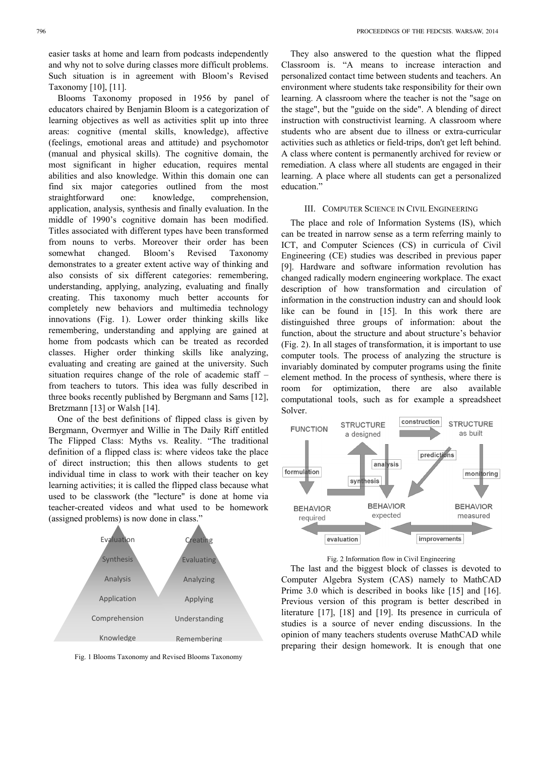easier tasks at home and learn from podcasts independently and why not to solve during classes more difficult problems. Such situation is in agreement with Bloom's Revised Taxonomy [10], [11].

Blooms Taxonomy proposed in 1956 by panel of educators chaired by Benjamin Bloom is a categorization of learning objectives as well as activities split up into three areas: cognitive (mental skills, knowledge), affective (feelings, emotional areas and attitude) and psychomotor (manual and physical skills). The cognitive domain, the most significant in higher education, requires mental abilities and also knowledge. Within this domain one can find six major categories outlined from the most straightforward one: knowledge, comprehension, application, analysis, synthesis and finally evaluation. In the middle of 1990's cognitive domain has been modified. Titles associated with different types have been transformed from nouns to verbs. Moreover their order has been somewhat changed. Bloom's Revised Taxonomy demonstrates to a greater extent active way of thinking and also consists of six different categories: remembering, understanding, applying, analyzing, evaluating and finally creating. This taxonomy much better accounts for completely new behaviors and multimedia technology innovations (Fig. 1). Lower order thinking skills like remembering, understanding and applying are gained at home from podcasts which can be treated as recorded classes. Higher order thinking skills like analyzing, evaluating and creating are gained at the university. Such situation requires change of the role of academic staff – from teachers to tutors. This idea was fully described in three books recently published by Bergmann and Sams [12], Bretzmann [13] or Walsh [14].

One of the best definitions of flipped class is given by Bergmann, Overmyer and Willie in The Daily Riff entitled The Flipped Class: Myths vs. Reality. "The traditional definition of a flipped class is: where videos take the place of direct instruction; this then allows students to get individual time in class to work with their teacher on key learning activities; it is called the flipped class because what used to be classwork (the "lecture" is done at home via teacher-created videos and what used to be homework (assigned problems) is now done in class."

Fig. 1 Blooms Taxonomy and Revised Blooms Taxonomy

They also answered to the question what the flipped Classroom is. "A means to increase interaction and personalized contact time between students and teachers. An environment where students take responsibility for their own learning. A classroom where the teacher is not the "sage on the stage", but the "guide on the side". A blending of direct instruction with constructivist learning. A classroom where students who are absent due to illness or extra-curricular activities such as athletics or field-trips, don't get left behind. A class where content is permanently archived for review or remediation. A class where all students are engaged in their learning. A place where all students can get a personalized education."

## III. Computer Science in Civil Engineering

The place and role of Information Systems (IS), which can be treated in narrow sense as a term referring mainly to ICT, and Computer Sciences (CS) in curricula of Civil Engineering (CE) studies was described in previous paper [9]. Hardware and software information revolution has changed radically modern engineering workplace. The exact description of how transformation and circulation of information in the construction industry can and should look like can be found in [15]. In this work there are distinguished three groups of information: about the function, about the structure and about structure's behavior (Fig. 2). In all stages of transformation, it is important to use computer tools. The process of analyzing the structure is invariably dominated by computer programs using the finite element method. In the process of synthesis, where there is room for optimization, there are also available computational tools, such as for example a spreadsheet Solver.

Fig. 2 Information flow in Civil Engineering

The last and the biggest block of classes is devoted to Computer Algebra System (CAS) namely to MathCAD Prime 3.0 which is described in books like [15] and [16]. Previous version of this program is better described in literature [17], [18] and [19]. Its presence in curricula of studies is a source of never ending discussions. In the opinion of many teachers students overuse MathCAD while preparing their design homework. It is enough that one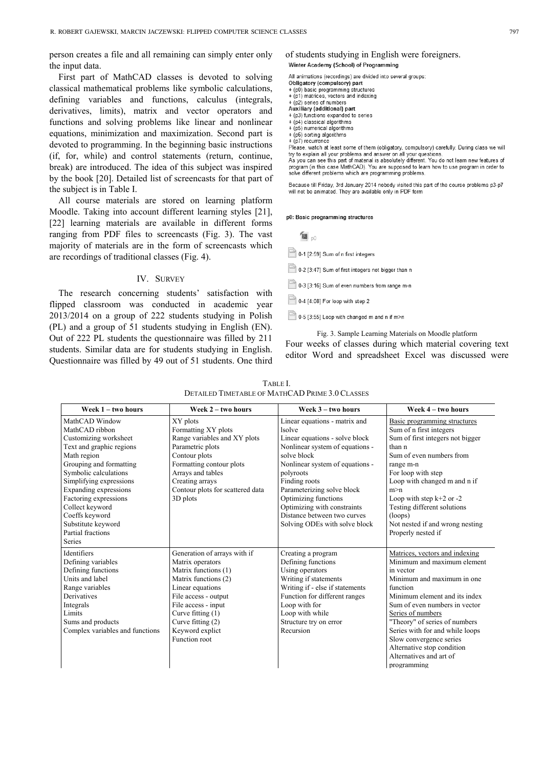person creates a file and all remaining can simply enter only the input data.

First part of MathCAD classes is devoted to solving classical mathematical problems like symbolic calculations, defining variables and functions, calculus (integrals, derivatives, limits), matrix and vector operators and functions and solving problems like linear and nonlinear equations, minimization and maximization. Second part is devoted to programming. In the beginning basic instructions (if, for, while) and control statements (return, continue, break) are introduced. The idea of this subject was inspired by the book [20]. Detailed list of screencasts for that part of the subject is in Table I.

All course materials are stored on learning platform Moodle. Taking into account different learning styles [21], [22] learning materials are available in different forms ranging from PDF files to screencasts (Fig. 3). The vast majority of materials are in the form of screencasts which are recordings of traditional classes (Fig. 4).

## IV. Survey

The research concerning students' satisfaction with flipped classroom was conducted in academic year 2013/2014 on a group of 222 students studying in Polish (PL) and a group of 51 students studying in English (EN). Out of 222 PL students the questionnaire was filled by 211 students. Similar data are for students studying in English. Questionnaire was filled by 49 out of 51 students. One third of students studying in English were foreigners.

**Winter Academy (School) of Programming**

All animations (recordings) are divided into several groups:
**Obligatory (compulsory) part**
+ (p0) basic programming structures
+ (p1) matrices, vectors and indexing
+ (p2) series of numbers
**Auxiliary (additional) part**
+ (p3) functions expanded to series
+ (p4) classical algorithms
+ (p5) numerical algorithms
+ (p6) sorting algorithms
+ (p7) recurrence
Please, watch at least some of them (obligatory, compulsory) carefully. During class we will try to explain all your problems and answer on all your questions.
As you can see this part of material is absolutely different. You do not learn new features of program (in this case MathCAD). You are supposed to learn how to use program in order to solve different problems which are programming problems.

Because till Friday, 3rd January 2014 nobody visited this part of the course problems p3-p7 will not be animated. They are available only in PDF form

**p0: Basic programming structures**

p0

0-1 [2:59] Sum of n first integers

0-2 [3:47] Sum of first integers not bigger than n

0-3 [3:16] Sum of even numbers from range m-n

0-4 [4:08] For loop with step 2

0-5 [3:55] Loop with changed m and n if m>n

Fig. 3. Sample Learning Materials on Moodle platform

Four weeks of classes during which material covering text editor Word and spreadsheet Excel was discussed were

TABLE I.
DETAILED TIMETABLE OF MATHCAD PRIME 3.0 CLASSES

| Week 1 – two hours | Week 2 – two hours | Week 3 – two hours | Week 4 – two hours |
|---|---|---|---|
| MathCAD Window<br>MathCAD ribbon<br>Customizing worksheet<br>Text and graphic regions<br>Math region<br>Grouping and formatting<br>Symbolic calculations<br>Simplifying expressions<br>Expanding expressions<br>Factoring expressions<br>Collect keyword<br>Coeffs keyword<br>Substitute keyword<br>Partial fractions<br>Series | XY plots<br>Formatting XY plots<br>Range variables and XY plots<br>Parametric plots<br>Contour plots<br>Formatting contour plots<br>Arrays and tables<br>Creating arrays<br>Contour plots for scattered data<br>3D plots | Linear equations - matrix and lsolve<br>Linear equations - solve block<br>Nonlinear system of equations - solve block<br>Nonlinear system of equations - polyroots<br>Finding roots<br>Parameterizing solve block<br>Optimizing functions<br>Optimizing with constraints<br>Distance between two curves<br>Solving ODEs with solve block | Basic programming structures<br>Sum of n first integers<br>Sum of first integers not bigger than n<br>Sum of even numbers from range m-n<br>For loop with step<br>Loop with changed m and n if m>n<br>Loop with step k+2 or -2<br>Testing different solutions (loops)<br>Not nested if and wrong nesting<br>Properly nested if |
| Identifiers<br>Defining variables<br>Defining functions<br>Units and label<br>Range variables<br>Derivatives<br>Integrals<br>Limits<br>Sums and products<br>Complex variables and functions | Generation of arrays with if<br>Matrix operators<br>Matrix functions (1)<br>Matrix functions (2)<br>Linear equations<br>File access - output<br>File access - input<br>Curve fitting (1)<br>Curve fitting (2)<br>Keyword explict<br>Function root | Creating a program<br>Defining functions<br>Using operators<br>Writing if statements<br>Writing if - else if statements<br>Function for different ranges<br>Loop with for<br>Loop with while<br>Structure try on error<br>Recursion | Matrices, vectors and indexing<br>Minimum and maximum element in vector<br>Minimum and maximum in one function<br>Minimum element and its index<br>Sum of even numbers in vector<br>Series of numbers<br>"Theory" of series of numbers<br>Series with for and while loops<br>Slow convergence series<br>Alternative stop condition<br>Alternatives and art of programming |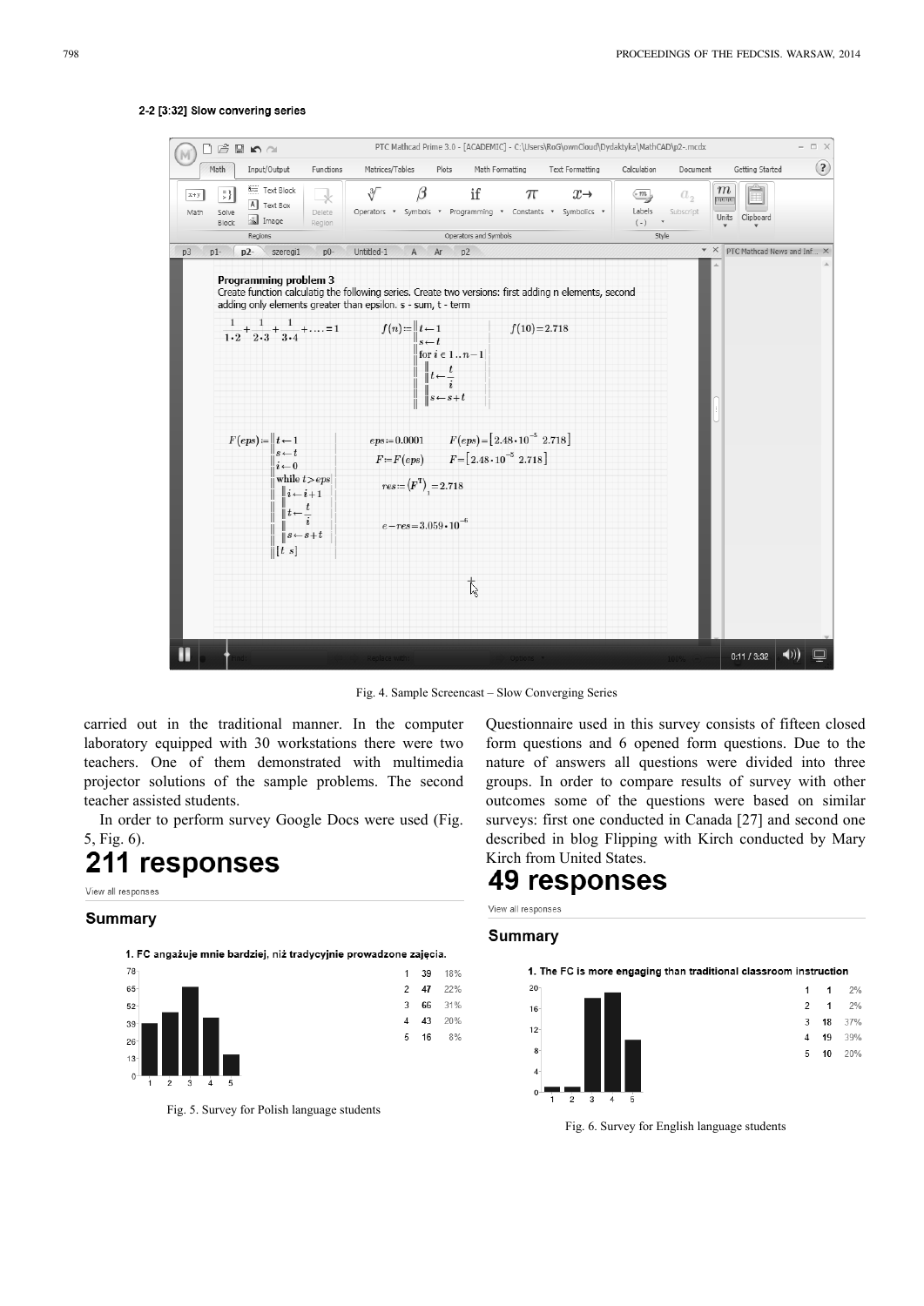2-2 [3:32] Slow convering series

Fig. 4. Sample Screencast – Slow Converging Series

carried out in the traditional manner. In the computer laboratory equipped with 30 workstations there were two teachers. One of them demonstrated with multimedia projector solutions of the sample problems. The second teacher assisted students.

In order to perform survey Google Docs were used (Fig. 5, Fig. 6).

**211 responses**

View all responses

**Summary**

**1. FC angażuje mnie bardziej, niż tradycyjnie prowadzone zajęcia.**

| | | |
|---|---|---|
| 1 | 39 | 18% |
| 2 | 47 | 22% |
| 3 | 66 | 31% |
| 4 | 43 | 20% |
| 5 | 16 | 8% |

Fig. 5. Survey for Polish language students

Questionnaire used in this survey consists of fifteen closed form questions and 6 opened form questions. Due to the nature of answers all questions were divided into three groups. In order to compare results of survey with other outcomes some of the questions were based on similar surveys: first one conducted in Canada [27] and second one described in blog Flipping with Kirch conducted by Mary Kirch from United States.

**49 responses**

View all responses

**Summary**

**1. The FC is more engaging than traditional classroom instruction**

| | | |
|---|---|---|
| 1 | 1 | 2% |
| 2 | 1 | 2% |
| 3 | 18 | 37% |
| 4 | 19 | 39% |
| 5 | 10 | 20% |

Fig. 6. Survey for English language students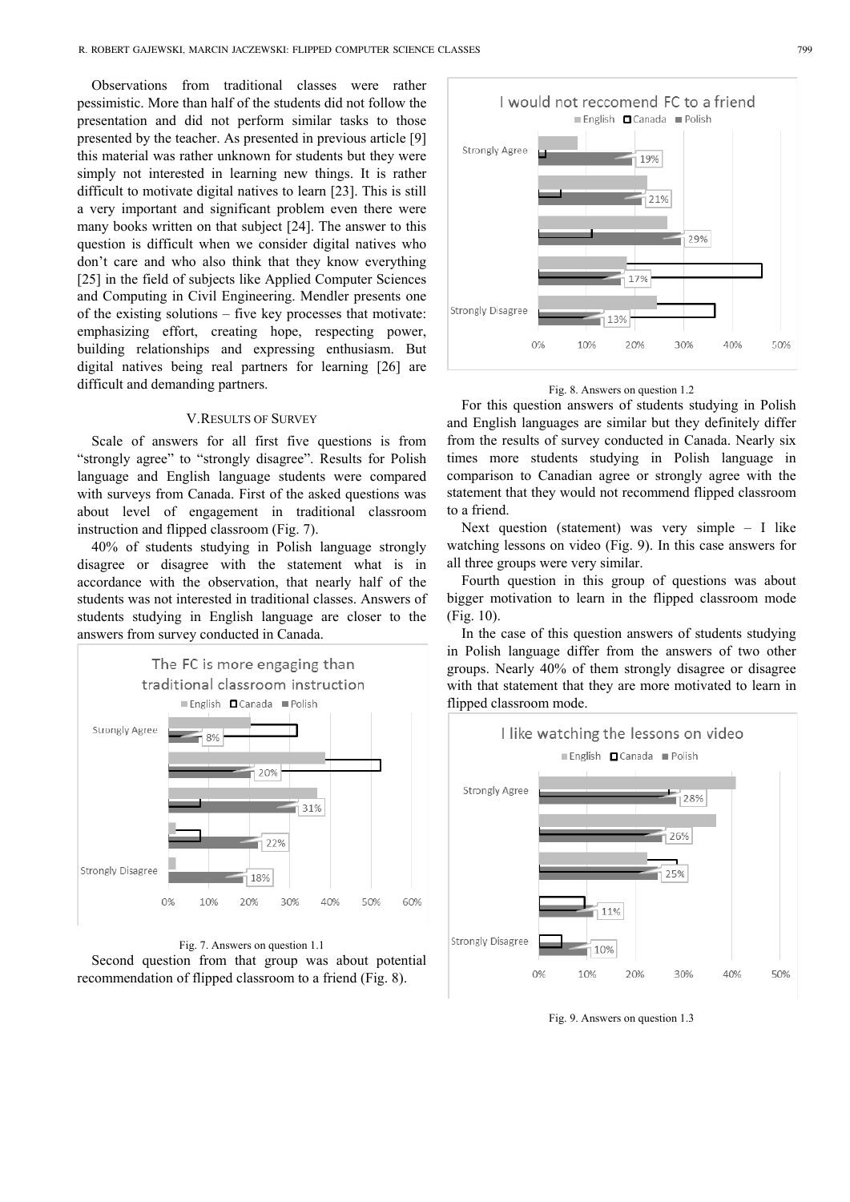Observations from traditional classes were rather pessimistic. More than half of the students did not follow the presentation and did not perform similar tasks to those presented by the teacher. As presented in previous article [9] this material was rather unknown for students but they were simply not interested in learning new things. It is rather difficult to motivate digital natives to learn [23]. This is still a very important and significant problem even there were many books written on that subject [24]. The answer to this question is difficult when we consider digital natives who don't care and who also think that they know everything [25] in the field of subjects like Applied Computer Sciences and Computing in Civil Engineering. Mendler presents one of the existing solutions – five key processes that motivate: emphasizing effort, creating hope, respecting power, building relationships and expressing enthusiasm. But digital natives being real partners for learning [26] are difficult and demanding partners.

## V. Results of Survey

Scale of answers for all first five questions is from "strongly agree" to "strongly disagree". Results for Polish language and English language students were compared with surveys from Canada. First of the asked questions was about level of engagement in traditional classroom instruction and flipped classroom (Fig. 7).

40% of students studying in Polish language strongly disagree or disagree with the statement what is in accordance with the observation, that nearly half of the students was not interested in traditional classes. Answers of students studying in English language are closer to the answers from survey conducted in Canada.

Fig. 7. Answers on question 1.1

Second question from that group was about potential recommendation of flipped classroom to a friend (Fig. 8).

Fig. 8. Answers on question 1.2

For this question answers of students studying in Polish and English languages are similar but they definitely differ from the results of survey conducted in Canada. Nearly six times more students studying in Polish language in comparison to Canadian agree or strongly agree with the statement that they would not recommend flipped classroom to a friend.

Next question (statement) was very simple – I like watching lessons on video (Fig. 9). In this case answers for all three groups were very similar.

Fourth question in this group of questions was about bigger motivation to learn in the flipped classroom mode (Fig. 10).

In the case of this question answers of students studying in Polish language differ from the answers of two other groups. Nearly 40% of them strongly disagree or disagree with that statement that they are more motivated to learn in flipped classroom mode.

Fig. 9. Answers on question 1.3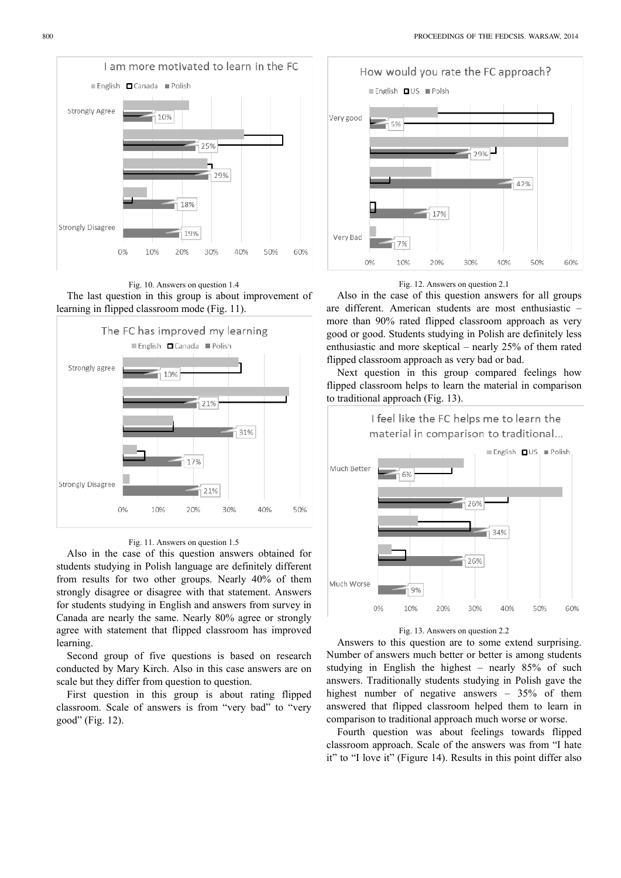Fig. 10. Answers on question 1.4

The last question in this group is about improvement of learning in flipped classroom mode (Fig. 11).

Fig. 11. Answers on question 1.5

Also in the case of this question answers obtained for students studying in Polish language are definitely different from results for two other groups. Nearly 40% of them strongly disagree or disagree with that statement. Answers for students studying in English and answers from survey in Canada are nearly the same. Nearly 80% agree or strongly agree with statement that flipped classroom has improved learning.

Second group of five questions is based on research conducted by Mary Kirch. Also in this case answers are on scale but they differ from question to question.

First question in this group is about rating flipped classroom. Scale of answers is from "very bad" to "very good" (Fig. 12).

Fig. 12. Answers on question 2.1

Also in the case of this question answers for all groups are different. American students are most enthusiastic – more than 90% rated flipped classroom approach as very good or good. Students studying in Polish are definitely less enthusiastic and more skeptical – nearly 25% of them rated flipped classroom approach as very bad or bad.

Next question in this group compared feelings how flipped classroom helps to learn the material in comparison to traditional approach (Fig. 13).

Fig. 13. Answers on question 2.2

Answers to this question are to some extend surprising. Number of answers much better or better is among students studying in English the highest – nearly 85% of such answers. Traditionally students studying in Polish gave the highest number of negative answers – 35% of them answered that flipped classroom helped them to learn in comparison to traditional approach much worse or worse.

Fourth question was about feelings towards flipped classroom approach. Scale of the answers was from "I hate it" to "I love it" (Figure 14). Results in this point differ also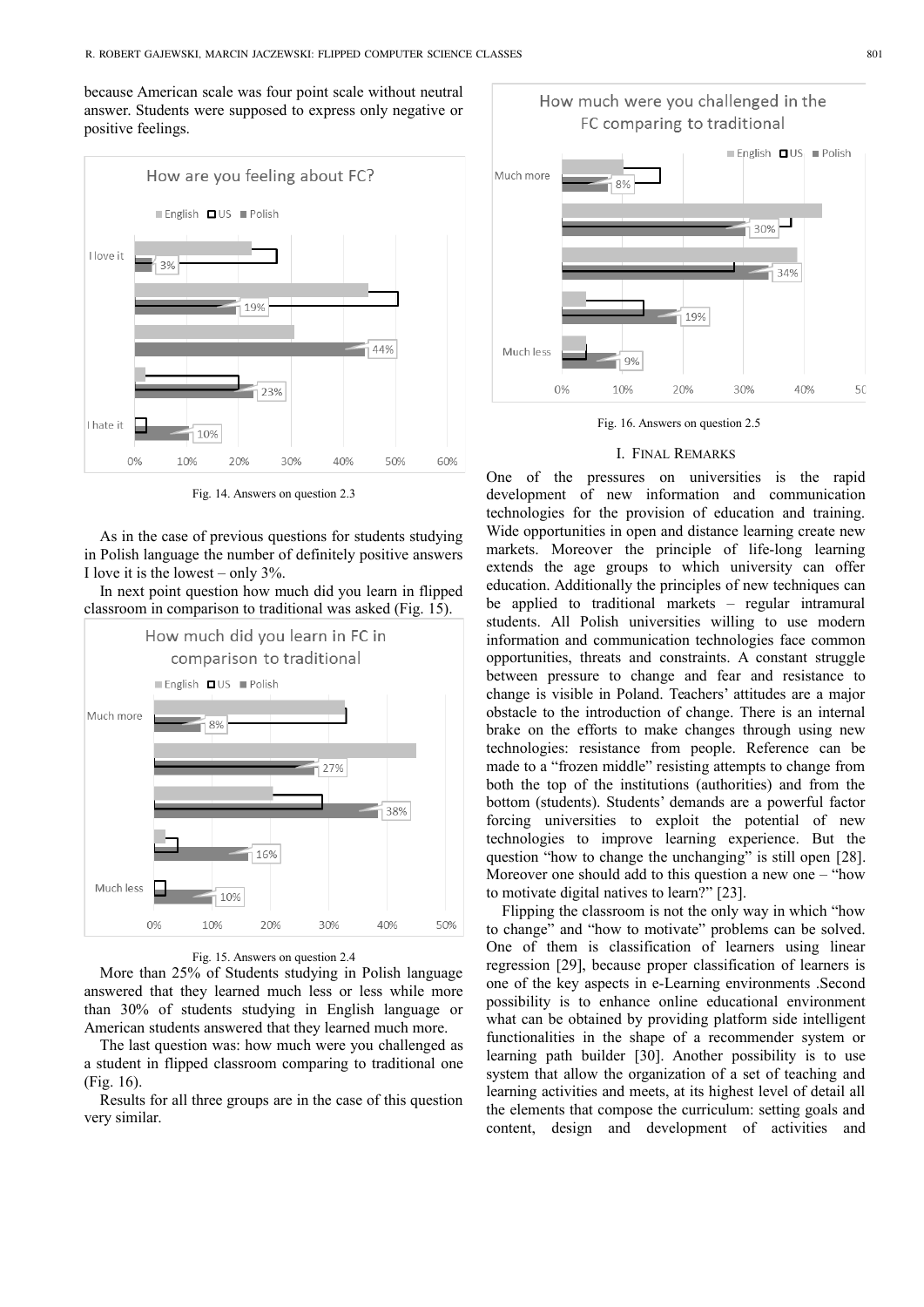because American scale was four point scale without neutral answer. Students were supposed to express only negative or positive feelings.

Fig. 14. Answers on question 2.3

As in the case of previous questions for students studying in Polish language the number of definitely positive answers I love it is the lowest – only 3%.

In next point question how much did you learn in flipped classroom in comparison to traditional was asked (Fig. 15).

Fig. 15. Answers on question 2.4

More than 25% of Students studying in Polish language answered that they learned much less or less while more than 30% of students studying in English language or American students answered that they learned much more.

The last question was: how much were you challenged as a student in flipped classroom comparing to traditional one (Fig. 16).

Results for all three groups are in the case of this question very similar.

Fig. 16. Answers on question 2.5

## I. Final Remarks

One of the pressures on universities is the rapid development of new information and communication technologies for the provision of education and training. Wide opportunities in open and distance learning create new markets. Moreover the principle of life-long learning extends the age groups to which university can offer education. Additionally the principles of new techniques can be applied to traditional markets – regular intramural students. All Polish universities willing to use modern information and communication technologies face common opportunities, threats and constraints. A constant struggle between pressure to change and fear and resistance to change is visible in Poland. Teachers' attitudes are a major obstacle to the introduction of change. There is an internal brake on the efforts to make changes through using new technologies: resistance from people. Reference can be made to a "frozen middle" resisting attempts to change from both the top of the institutions (authorities) and from the bottom (students). Students' demands are a powerful factor forcing universities to exploit the potential of new technologies to improve learning experience. But the question "how to change the unchanging" is still open [28]. Moreover one should add to this question a new one – "how to motivate digital natives to learn?" [23].

Flipping the classroom is not the only way in which "how to change" and "how to motivate" problems can be solved. One of them is classification of learners using linear regression [29], because proper classification of learners is one of the key aspects in e-Learning environments .Second possibility is to enhance online educational environment what can be obtained by providing platform side intelligent functionalities in the shape of a recommender system or learning path builder [30]. Another possibility is to use system that allow the organization of a set of teaching and learning activities and meets, at its highest level of detail all the elements that compose the curriculum: setting goals and content, design and development of activities and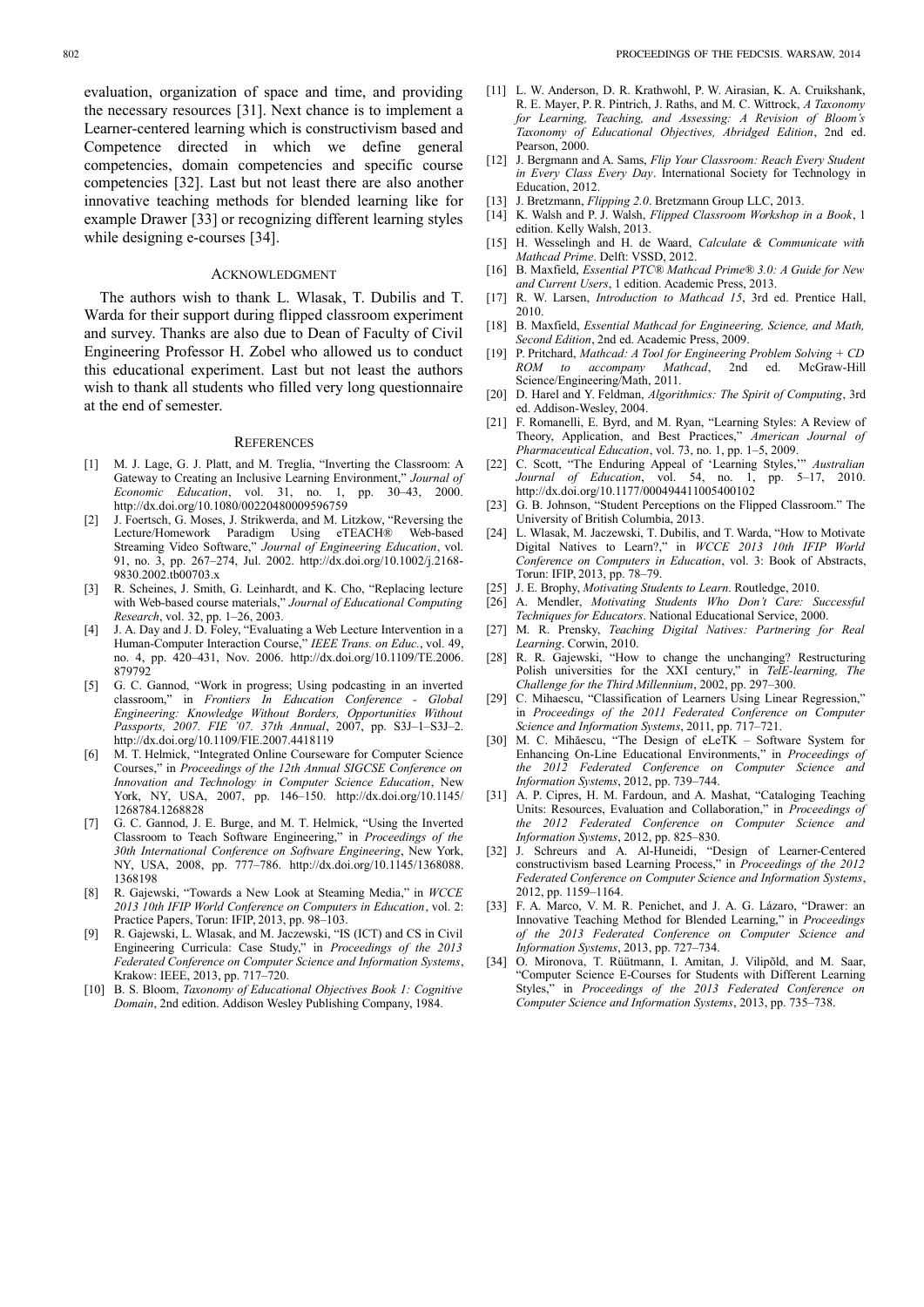evaluation, organization of space and time, and providing the necessary resources [31]. Next chance is to implement a Learner-centered learning which is constructivism based and Competence directed in which we define general competencies, domain competencies and specific course competencies [32]. Last but not least there are also another innovative teaching methods for blended learning like for example Drawer [33] or recognizing different learning styles while designing e-courses [34].

## Acknowledgment

The authors wish to thank L. Wlasak, T. Dubilis and T. Warda for their support during flipped classroom experiment and survey. Thanks are also due to Dean of Faculty of Civil Engineering Professor H. Zobel who allowed us to conduct this educational experiment. Last but not least the authors wish to thank all students who filled very long questionnaire at the end of semester.

## References

[1] M. J. Lage, G. J. Platt, and M. Treglia, "Inverting the Classroom: A Gateway to Creating an Inclusive Learning Environment," *Journal of Economic Education*, vol. 31, no. 1, pp. 30–43, 2000. http://dx.doi.org/10.1080/00220480009596759

[2] J. Foertsch, G. Moses, J. Strikwerda, and M. Litzkow, "Reversing the Lecture/Homework Paradigm Using eTEACH® Web-based Streaming Video Software," *Journal of Engineering Education*, vol. 91, no. 3, pp. 267–274, Jul. 2002. http://dx.doi.org/10.1002/j.2168-9830.2002.tb00703.x

[3] R. Scheines, J. Smith, G. Leinhardt, and K. Cho, "Replacing lecture with Web-based course materials," *Journal of Educational Computing Research*, vol. 32, pp. 1–26, 2003.

[4] J. A. Day and J. D. Foley, "Evaluating a Web Lecture Intervention in a Human-Computer Interaction Course," *IEEE Trans. on Educ.*, vol. 49, no. 4, pp. 420–431, Nov. 2006. http://dx.doi.org/10.1109/TE.2006.879792

[5] G. C. Gannod, "Work in progress; Using podcasting in an inverted classroom," in *Frontiers In Education Conference - Global Engineering: Knowledge Without Borders, Opportunities Without Passports, 2007. FIE '07. 37th Annual*, 2007, pp. S3J–1–S3J–2. http://dx.doi.org/10.1109/FIE.2007.4418119

[6] M. T. Helmick, "Integrated Online Courseware for Computer Science Courses," in *Proceedings of the 12th Annual SIGCSE Conference on Innovation and Technology in Computer Science Education*, New York, NY, USA, 2007, pp. 146–150. http://dx.doi.org/10.1145/1268784.1268828

[7] G. C. Gannod, J. E. Burge, and M. T. Helmick, "Using the Inverted Classroom to Teach Software Engineering," in *Proceedings of the 30th International Conference on Software Engineering*, New York, NY, USA, 2008, pp. 777–786. http://dx.doi.org/10.1145/1368088.1368198

[8] R. Gajewski, "Towards a New Look at Steaming Media," in *WCCE 2013 10th IFIP World Conference on Computers in Education*, vol. 2: Practice Papers, Torun: IFIP, 2013, pp. 98–103.

[9] R. Gajewski, L. Wlasak, and M. Jaczewski, "IS (ICT) and CS in Civil Engineering Curricula: Case Study," in *Proceedings of the 2013 Federated Conference on Computer Science and Information Systems*, Krakow: IEEE, 2013, pp. 717–720.

[10] B. S. Bloom, *Taxonomy of Educational Objectives Book 1: Cognitive Domain*, 2nd edition. Addison Wesley Publishing Company, 1984.

[11] L. W. Anderson, D. R. Krathwohl, P. W. Airasian, K. A. Cruikshank, R. E. Mayer, P. R. Pintrich, J. Raths, and M. C. Wittrock, *A Taxonomy for Learning, Teaching, and Assessing: A Revision of Bloom's Taxonomy of Educational Objectives, Abridged Edition*, 2nd ed. Pearson, 2000.

[12] J. Bergmann and A. Sams, *Flip Your Classroom: Reach Every Student in Every Class Every Day*. International Society for Technology in Education, 2012.

[13] J. Bretzmann, *Flipping 2.0*. Bretzmann Group LLC, 2013.

[14] K. Walsh and P. J. Walsh, *Flipped Classroom Workshop in a Book*, 1 edition. Kelly Walsh, 2013.

[15] H. Wesselingh and H. de Waard, *Calculate & Communicate with Mathcad Prime*. Delft: VSSD, 2012.

[16] B. Maxfield, *Essential PTC® Mathcad Prime® 3.0: A Guide for New and Current Users*, 1 edition. Academic Press, 2013.

[17] R. W. Larsen, *Introduction to Mathcad 15*, 3rd ed. Prentice Hall, 2010.

[18] B. Maxfield, *Essential Mathcad for Engineering, Science, and Math, Second Edition*, 2nd ed. Academic Press, 2009.

[19] P. Pritchard, *Mathcad: A Tool for Engineering Problem Solving + CD ROM to accompany Mathcad*, 2nd ed. McGraw-Hill Science/Engineering/Math, 2011.

[20] D. Harel and Y. Feldman, *Algorithmics: The Spirit of Computing*, 3rd ed. Addison-Wesley, 2004.

[21] F. Romanelli, E. Byrd, and M. Ryan, "Learning Styles: A Review of Theory, Application, and Best Practices," *American Journal of Pharmaceutical Education*, vol. 73, no. 1, pp. 1–5, 2009.

[22] C. Scott, "The Enduring Appeal of 'Learning Styles,'" *Australian Journal of Education*, vol. 54, no. 1, pp. 5–17, 2010. http://dx.doi.org/10.1177/000494411005400102

[23] G. B. Johnson, "Student Perceptions on the Flipped Classroom." The University of British Columbia, 2013.

[24] L. Wlasak, M. Jaczewski, T. Dubilis, and T. Warda, "How to Motivate Digital Natives to Learn?," in *WCCE 2013 10th IFIP World Conference on Computers in Education*, vol. 3: Book of Abstracts, Torun: IFIP, 2013, pp. 78–79.

[25] J. E. Brophy, *Motivating Students to Learn*. Routledge, 2010.

[26] A. Mendler, *Motivating Students Who Don't Care: Successful Techniques for Educators*. National Educational Service, 2000.

[27] M. R. Prensky, *Teaching Digital Natives: Partnering for Real Learning*. Corwin, 2010.

[28] R. R. Gajewski, "How to change the unchanging? Restructuring Polish universities for the XXI century," in *TelE-learning, The Challenge for the Third Millennium*, 2002, pp. 297–300.

[29] C. Mihaescu, "Classification of Learners Using Linear Regression," in *Proceedings of the 2011 Federated Conference on Computer Science and Information Systems*, 2011, pp. 717–721.

[30] M. C. Mihăescu, "The Design of eLeTK – Software System for Enhancing On-Line Educational Environments," in *Proceedings of the 2012 Federated Conference on Computer Science and Information Systems*, 2012, pp. 739–744.

[31] A. P. Cipres, H. M. Fardoun, and A. Mashat, "Cataloging Teaching Units: Resources, Evaluation and Collaboration," in *Proceedings of the 2012 Federated Conference on Computer Science and Information Systems*, 2012, pp. 825–830.

[32] J. Schreurs and A. Al-Huneidi, "Design of Learner-Centered constructivism based Learning Process," in *Proceedings of the 2012 Federated Conference on Computer Science and Information Systems*, 2012, pp. 1159–1164.

[33] F. A. Marco, V. M. R. Penichet, and J. A. G. Lázaro, "Drawer: an Innovative Teaching Method for Blended Learning," in *Proceedings of the 2013 Federated Conference on Computer Science and Information Systems*, 2013, pp. 727–734.

[34] O. Mironova, T. Rüütmann, I. Amitan, J. Vilipõld, and M. Saar, "Computer Science E-Courses for Students with Different Learning Styles," in *Proceedings of the 2013 Federated Conference on Computer Science and Information Systems*, 2013, pp. 735–738.